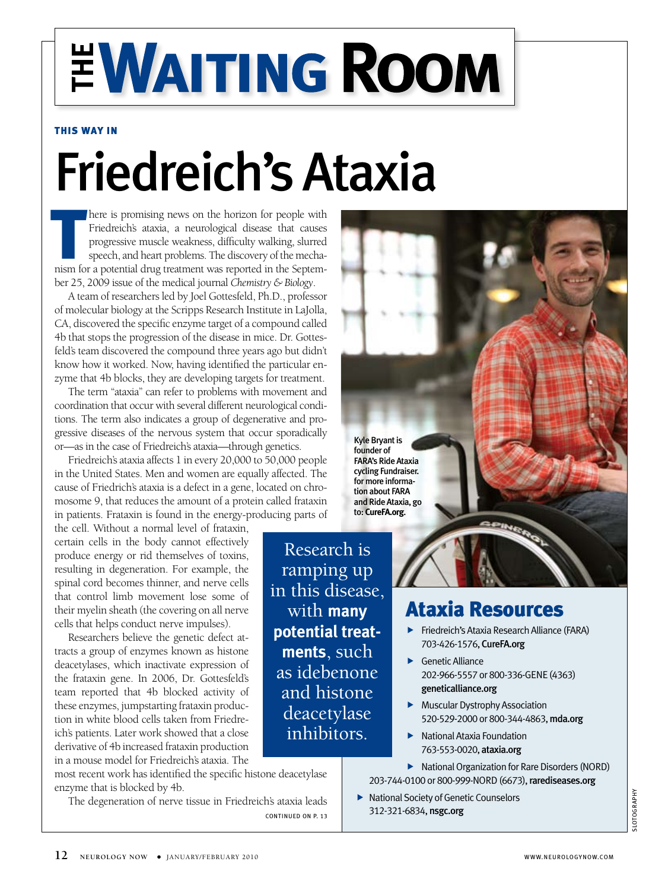# THE WAITING ROOM

**THIS WAY IN**

# Friedreich's Ataxia

There is promising news on the horizon for people with Friedreich's ataxia, a neurological disease that causes progressive muscle weakness, difficulty walking, slurred speech, and heart problems. The discovery of the mechanism for a potential drug treatment was reported in the September 25, 2009 issue of the medical journal *Chemistry & Biology*.

A team of researchers led by Joel Gottesfeld, Ph.D., professor of molecular biology at the Scripps Research Institute in LaJolla, CA, discovered the specific enzyme target of a compound called 4b that stops the progression of the disease in mice. Dr. Gottesfeld's team discovered the compound three years ago but didn't know how it worked. Now, having identified the particular enzyme that 4b blocks, they are developing targets for treatment.

The term "ataxia" can refer to problems with movement and coordination that occur with several different neurological conditions. The term also indicates a group of degenerative and progressive diseases of the nervous system that occur sporadically or—as in the case of Friedreich's ataxia—through genetics.

Friedreich's ataxia affects 1 in every 20,000 to 50,000 people in the United States. Men and women are equally affected. The cause of Friedreich's ataxia is a defect in a gene, located on chromosome 9, that reduces the amount of a protein called fraxatin in patients. Frataxin is found in the energy-producing parts of the cell. Without a normal level of frataxin, certain cells in the body cannot effectively produce energy or rid themselves of toxins, resulting in degeneration. For example, the spinal cord becomes thinner, and nerve cells that control limb movement lose some of their myelin sheath (the covering on all nerve cells that helps conduct nerve impulses).

Researchers believe the genetic defect attracts a group of enzymes known as histone deacetylases, which inactivate expression of the frataxin gene. In 2006, Dr. Gottesfeld's team reported that 4b blocked activity of these enzymes, jumpstarting frataxin production in white blood cells taken from Friedreich's patients. Later work showed that a close derivative of 4b increased frataxin production in a mouse model for Friedreich's ataxia. The most recent work has identified the specific histone deacetylase enzyme that is blocked by 4b.

The degeneration of nerve tissue in Friedreich's ataxia leads

CONTINUED ON P. 13

> Research is ramping up in this disease, with **many potential treatments**, such as idebenone and histone deacetylase inhibitors.

Kyle Bryant is founder of FARA's Ride Ataxia cycling Fundraiser. for more information about FARA and Ride Ataxia, go to: **CureFA.org.**

## Ataxia Resources

- Friedreich's Ataxia Research Alliance (FARA) 703-426-1576, **CureFA.org**
- Genetic Alliance 202-966-5557 or 800-336-GENE (4363) **geneticalliance.org**
- Muscular Dystrophy Association 520-529-2000 or 800-344-4863, **mda.org**
- National Ataxia Foundation 763-553-0020, **ataxia.org**
- National Organization for Rare Disorders (NORD) 203-744-0100 or 800-999-NORD (6673), **rarediseases.org**
- National Society of Genetic Counselors 312-321-6834, **nsgc.org**

SLOTOGRAPHY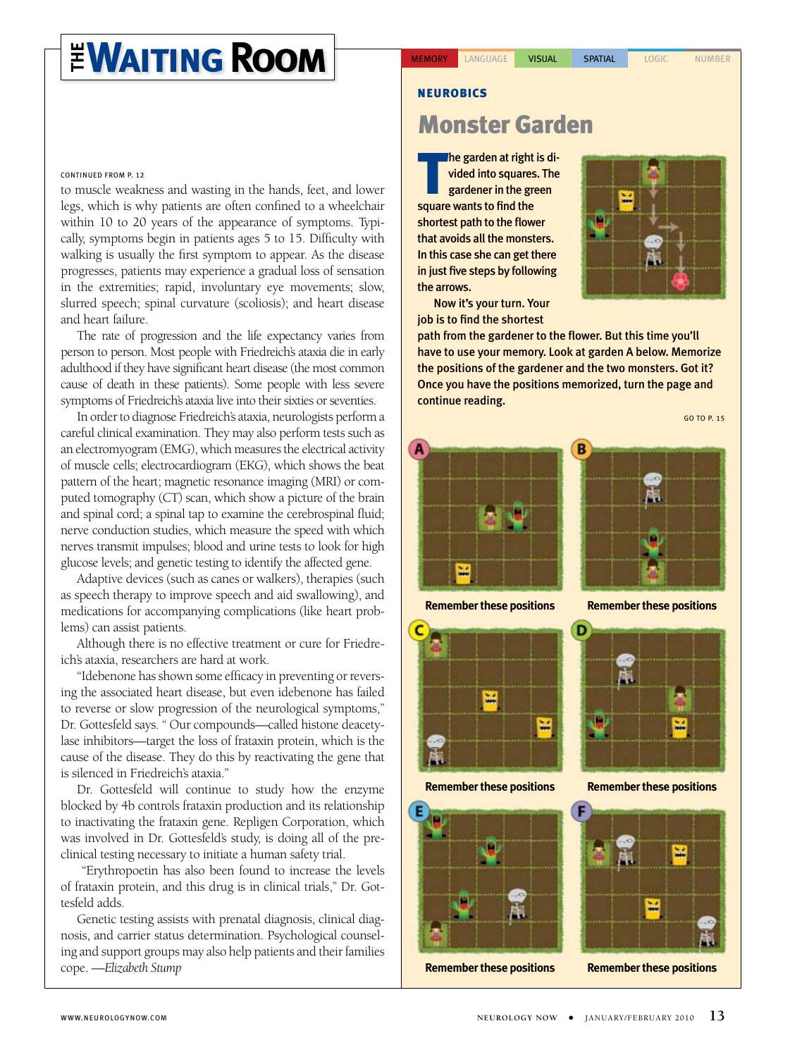# THE WAITING ROOM

CONTINUED FROM P. 12

to muscle weakness and wasting in the hands, feet, and lower legs, which is why patients are often confined to a wheelchair within 10 to 20 years of the appearance of symptoms. Typically, symptoms begin in patients ages 5 to 15. Difficulty with walking is usually the first symptom to appear. As the disease progresses, patients may experience a gradual loss of sensation in the extremities; rapid, involuntary eye movements; slow, slurred speech; spinal curvature (scoliosis); and heart disease and heart failure.

The rate of progression and the life expectancy varies from person to person. Most people with Friedreich's ataxia die in early adulthood if they have significant heart disease (the most common cause of death in these patients). Some people with less severe symptoms of Friedreich's ataxia live into their sixties or seventies.

In order to diagnose Friedreich's ataxia, neurologists perform a careful clinical examination. They may also perform tests such as an electromyogram (EMG), which measures the electrical activity of muscle cells; electrocardiogram (EKG), which shows the beat pattern of the heart; magnetic resonance imaging (MRI) or computed tomography (CT) scan, which show a picture of the brain and spinal cord; a spinal tap to examine the cerebrospinal fluid; nerve conduction studies, which measure the speed with which nerves transmit impulses; blood and urine tests to look for high glucose levels; and genetic testing to identify the affected gene.

Adaptive devices (such as canes or walkers), therapies (such as speech therapy to improve speech and aid swallowing), and medications for accompanying complications (like heart problems) can assist patients.

Although there is no effective treatment or cure for Friedreich's ataxia, researchers are hard at work.

"Idebenone has shown some efficacy in preventing or reversing the associated heart disease, but even idebenone has failed to reverse or slow progression of the neurological symptoms," Dr. Gottesfeld says. "Our compounds—called histone deacetylase inhibitors—target the loss of frataxin protein, which is the cause of the disease. They do this by reactivating the gene that is silenced in Friedreich's ataxia."

Dr. Gottesfeld will continue to study how the enzyme blocked by 4b controls frataxin production and its relationship to inactivating the frataxin gene. Repligen Corporation, which was involved in Dr. Gottesfeld's study, is doing all of the pre-clinical testing necessary to initiate a human safety trial.

"Erythropoetin has also been found to increase the levels of frataxin protein, and this drug is in clinical trials," Dr. Gottesfeld adds.

Genetic testing assists with prenatal diagnosis, clinical diagnosis, and carrier status determination. Psychological counseling and support groups may also help patients and their families cope. —*Elizabeth Stump*

MEMORY | LANGUAGE | VISUAL | SPATIAL | LOGIC | NUMBER

**NEUROBICS**

## Monster Garden

**The garden at right is divided into squares. The gardener in the green square wants to find the shortest path to the flower that avoids all the monsters. In this case she can get there in just five steps by following the arrows.**

**Now it's your turn. Your job is to find the shortest path from the gardener to the flower. But this time you'll have to use your memory. Look at garden A below. Memorize the positions of the gardener and the two monsters. Got it? Once you have the positions memorized, turn the page and continue reading.**

GO TO P. 15

A — **Remember these positions**

B — **Remember these positions**

C — **Remember these positions**

D — **Remember these positions**

E — **Remember these positions**

F — **Remember these positions**